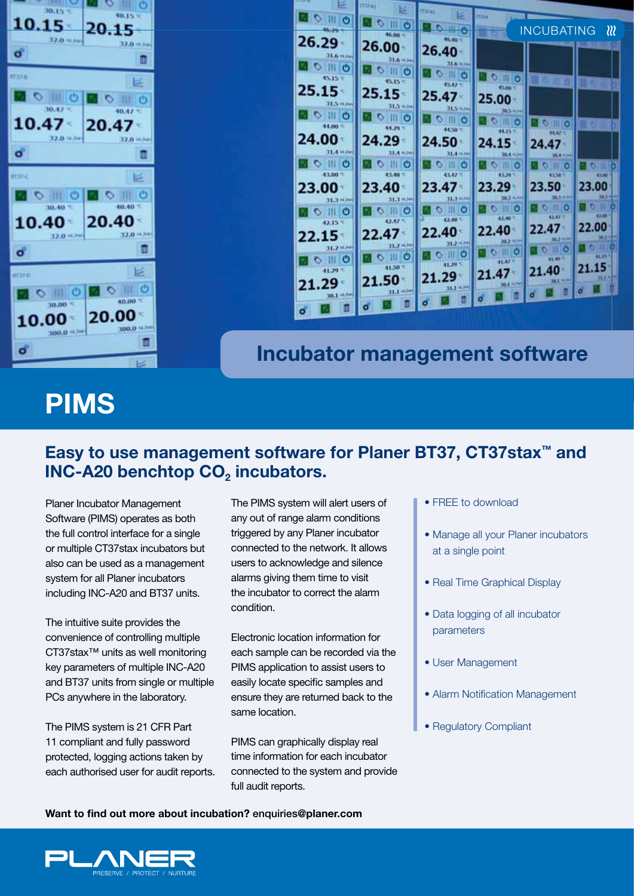INCUBATING

## Incubator management software

# PIMS

## Easy to use management software for Planer BT37, CT37stax™ and INC-A20 benchtop $CO_2$ incubators.

Planer Incubator Management Software (PIMS) operates as both the full control interface for a single or multiple CT37stax incubators but also can be used as a management system for all Planer incubators including INC-A20 and BT37 units.

The intuitive suite provides the convenience of controlling multiple CT37stax™ units as well monitoring key parameters of multiple INC-A20 and BT37 units from single or multiple PCs anywhere in the laboratory.

The PIMS system is 21 CFR Part 11 compliant and fully password protected, logging actions taken by each authorised user for audit reports.

The PIMS system will alert users of any out of range alarm conditions triggered by any Planer incubator connected to the network. It allows users to acknowledge and silence alarms giving them time to visit the incubator to correct the alarm condition.

Electronic location information for each sample can be recorded via the PIMS application to assist users to easily locate specific samples and ensure they are returned back to the same location.

PIMS can graphically display real time information for each incubator connected to the system and provide full audit reports.

- FREE to download
- Manage all your Planer incubators at a single point
- Real Time Graphical Display
- Data logging of all incubator parameters
- User Management
- Alarm Notification Management
- Regulatory Compliant

**Want to find out more about incubation?** enquiries@planer.com

PLANER
PRESERVE / PROTECT / NURTURE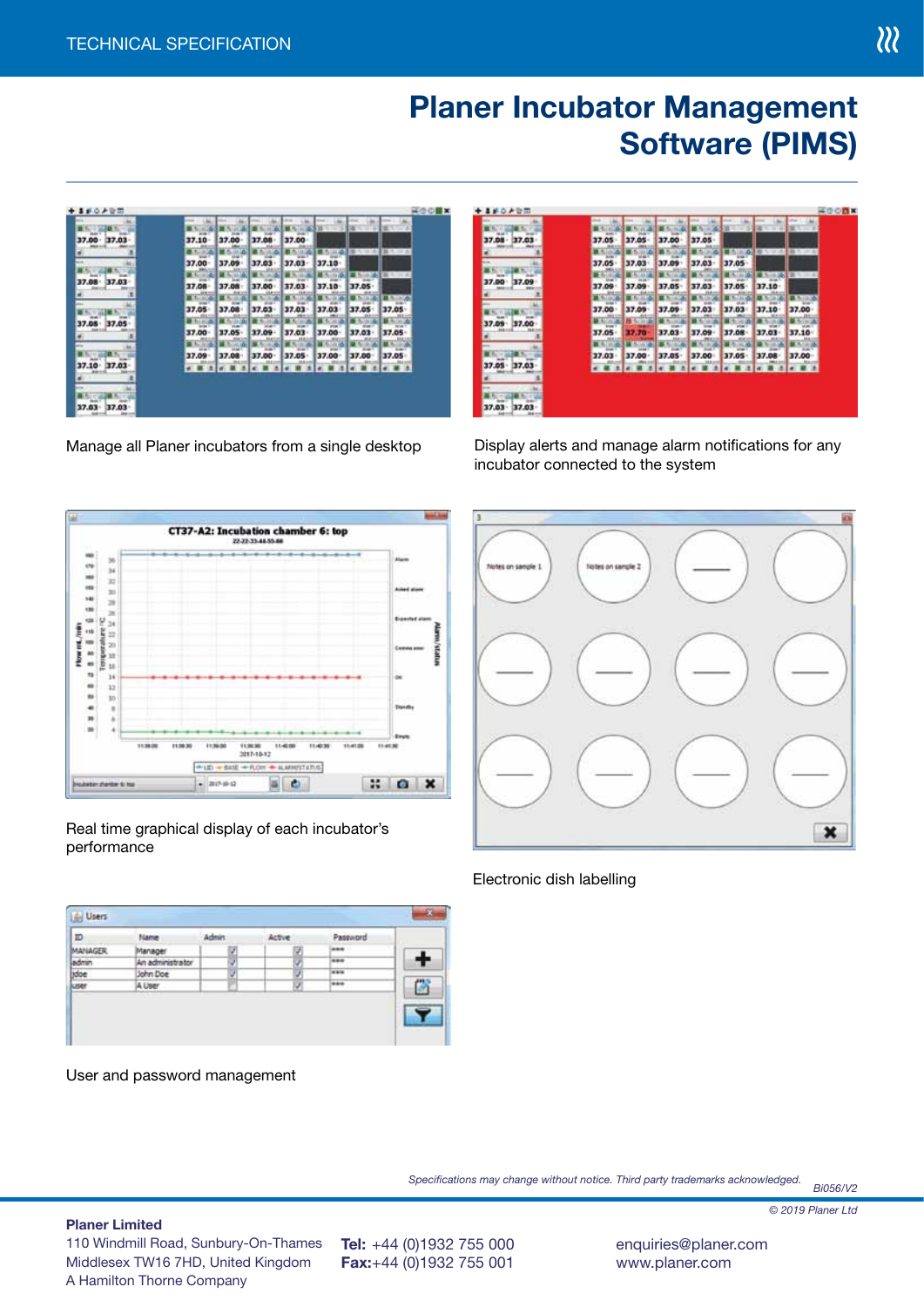# Planer Incubator Management Software (PIMS)

Manage all Planer incubators from a single desktop

Display alerts and manage alarm notifications for any incubator connected to the system

Real time graphical display of each incubator's performance

Electronic dish labelling

User and password management

*Specifications may change without notice. Third party trademarks acknowledged.*

BI056/V2

*© 2019 Planer Ltd*

**Planer Limited**
110 Windmill Road, Sunbury-On-Thames
Middlesex TW16 7HD, United Kingdom
A Hamilton Thorne Company

**Tel:** +44 (0)1932 755 000
**Fax:** +44 (0)1932 755 001

enquiries@planer.com
www.planer.com